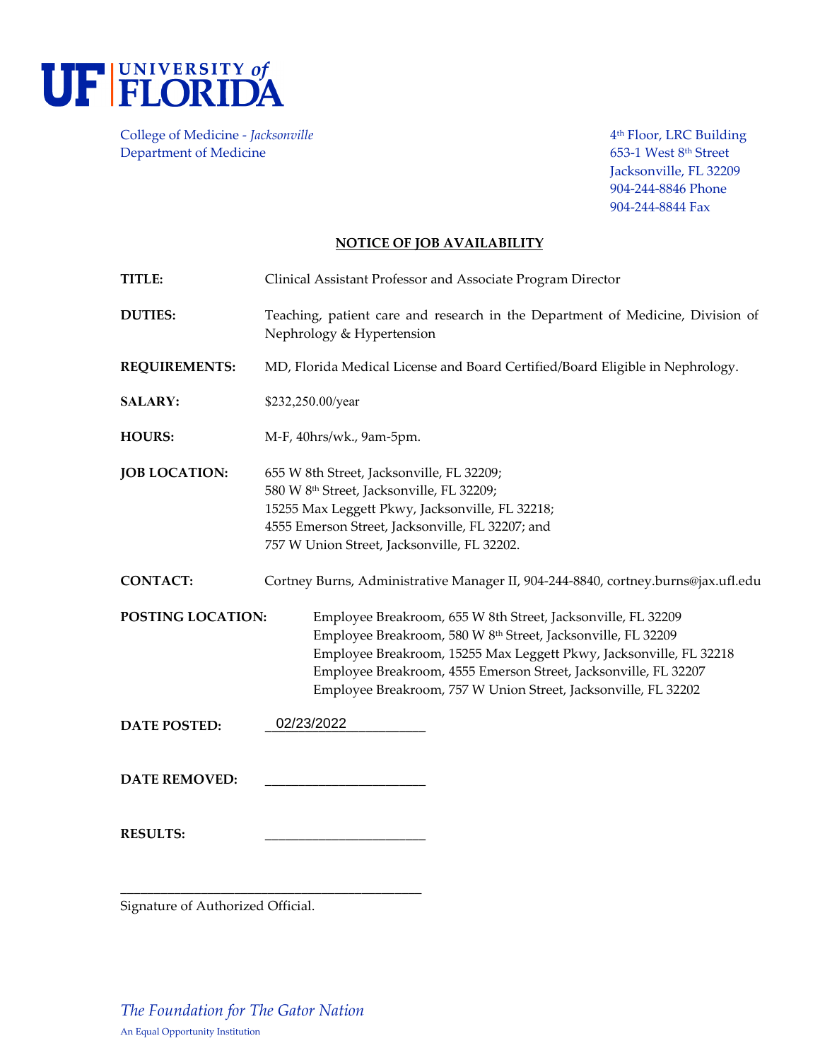UNIVERSITY of FLORIDA

College of Medicine - *Jacksonville*
Department of Medicine

4th Floor, LRC Building
653-1 West 8th Street
Jacksonville, FL 32209
904-244-8846 Phone
904-244-8844 Fax

## NOTICE OF JOB AVAILABILITY

**TITLE:** Clinical Assistant Professor and Associate Program Director

**DUTIES:** Teaching, patient care and research in the Department of Medicine, Division of Nephrology & Hypertension

**REQUIREMENTS:** MD, Florida Medical License and Board Certified/Board Eligible in Nephrology.

**SALARY:** $232,250.00/year

**HOURS:** M-F, 40hrs/wk., 9am-5pm.

**JOB LOCATION:**
655 W 8th Street, Jacksonville, FL 32209;
580 W 8th Street, Jacksonville, FL 32209;
15255 Max Leggett Pkwy, Jacksonville, FL 32218;
4555 Emerson Street, Jacksonville, FL 32207; and
757 W Union Street, Jacksonville, FL 32202.

**CONTACT:** Cortney Burns, Administrative Manager II, 904-244-8840, cortney.burns@jax.ufl.edu

**POSTING LOCATION:**
Employee Breakroom, 655 W 8th Street, Jacksonville, FL 32209
Employee Breakroom, 580 W 8th Street, Jacksonville, FL 32209
Employee Breakroom, 15255 Max Leggett Pkwy, Jacksonville, FL 32218
Employee Breakroom, 4555 Emerson Street, Jacksonville, FL 32207
Employee Breakroom, 757 W Union Street, Jacksonville, FL 32202

**DATE POSTED:** 02/23/2022

**DATE REMOVED:** ______________________

**RESULTS:** ______________________

__________________________________________
Signature of Authorized Official.

*The Foundation for The Gator Nation*
An Equal Opportunity Institution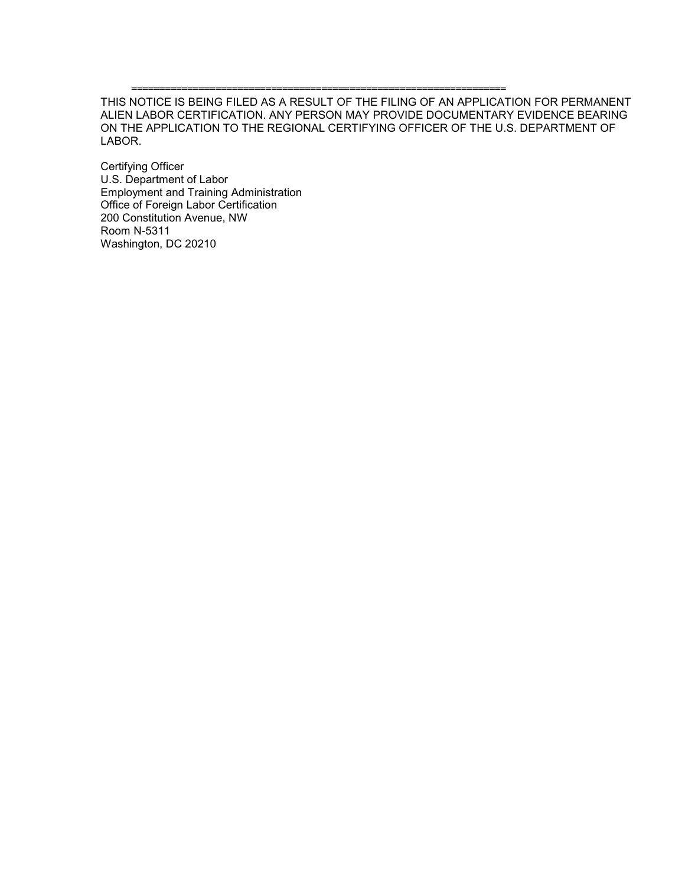================================================================

THIS NOTICE IS BEING FILED AS A RESULT OF THE FILING OF AN APPLICATION FOR PERMANENT ALIEN LABOR CERTIFICATION. ANY PERSON MAY PROVIDE DOCUMENTARY EVIDENCE BEARING ON THE APPLICATION TO THE REGIONAL CERTIFYING OFFICER OF THE U.S. DEPARTMENT OF LABOR.

Certifying Officer
U.S. Department of Labor
Employment and Training Administration
Office of Foreign Labor Certification
200 Constitution Avenue, NW
Room N-5311
Washington, DC 20210